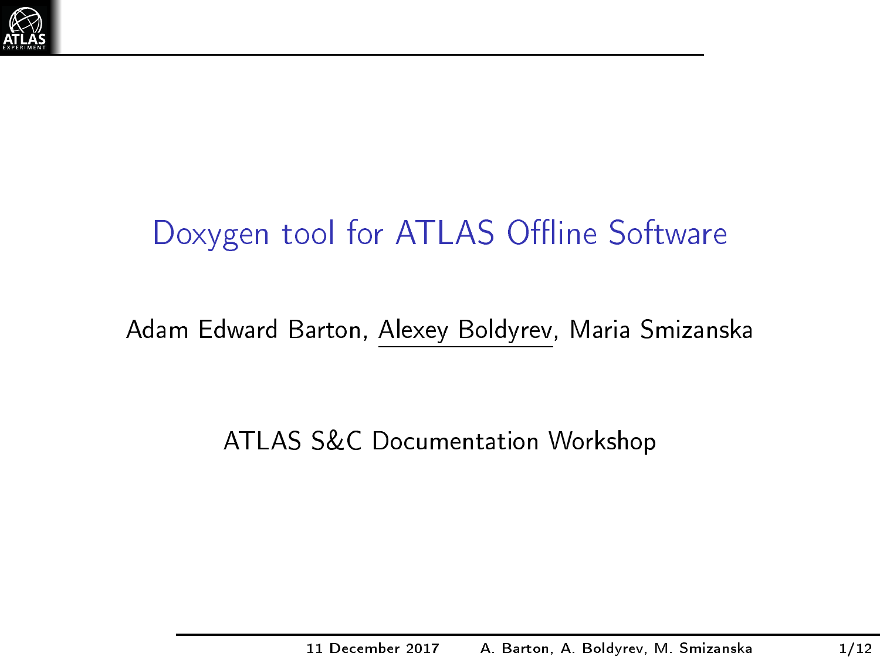# Doxygen tool for ATLAS Offline Software

Adam Edward Barton, Alexey Boldyrev, Maria Smizanska

ATLAS S&C Documentation Workshop

11 December 2017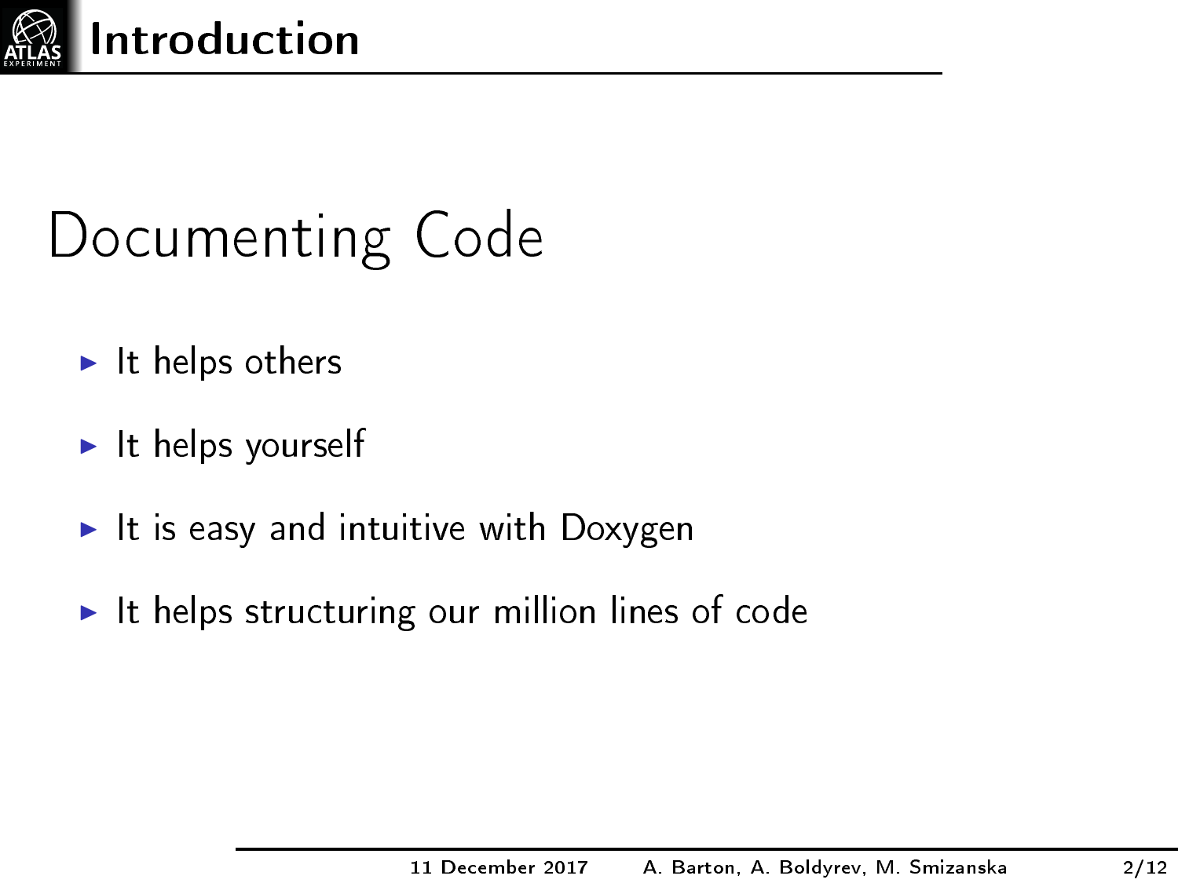# Introduction

## Documenting Code

- It helps others
- It helps yourself
- It is easy and intuitive with Doxygen
- It helps structuring our million lines of code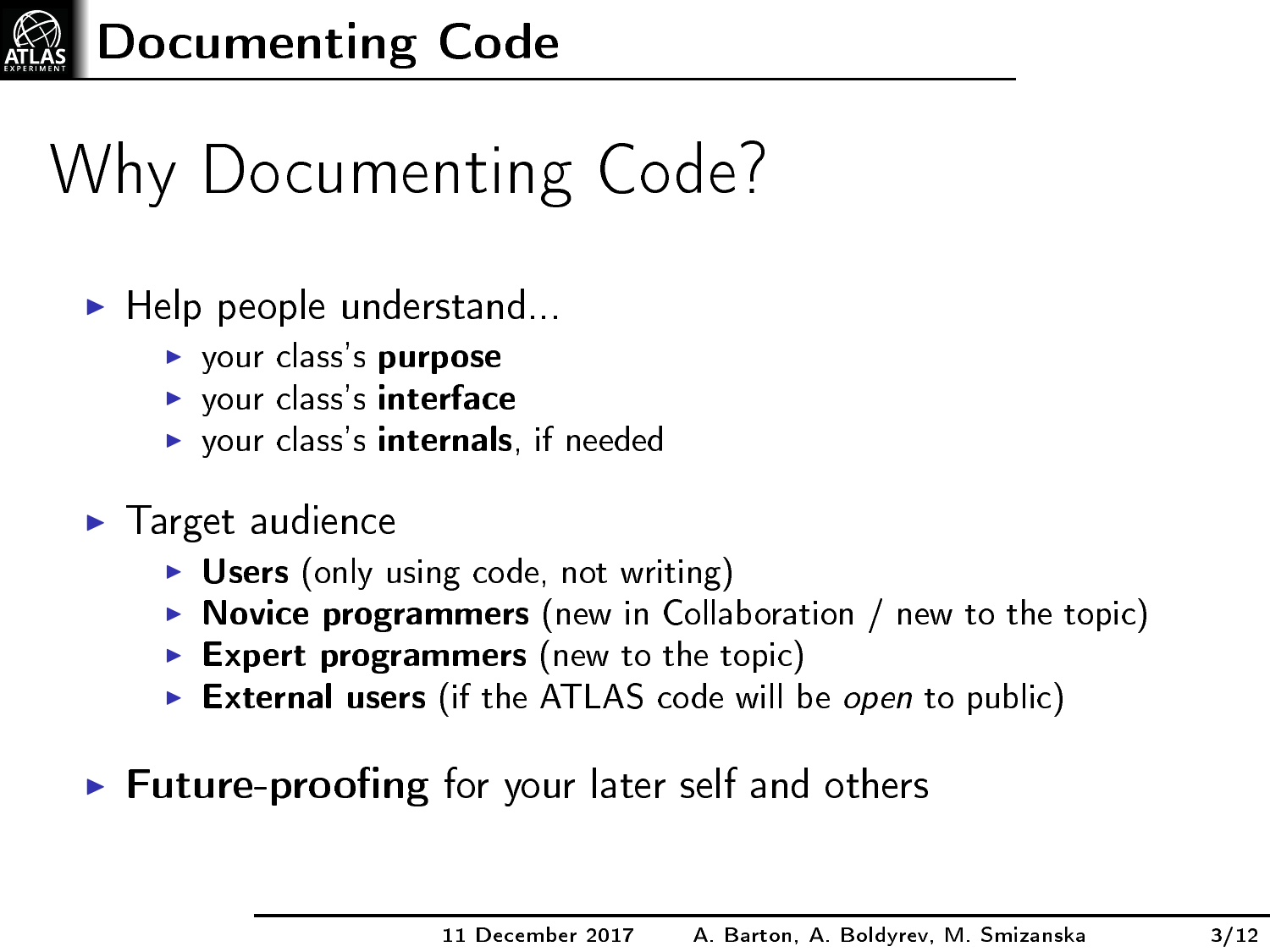# Why Documenting Code?

- Help people understand...
  - your class's **purpose**
  - your class's **interface**
  - your class's **internals**, if needed
- Target audience
  - **Users** (only using code, not writing)
  - **Novice programmers** (new in Collaboration / new to the topic)
  - **Expert programmers** (new to the topic)
  - **External users** (if the ATLAS code will be *open* to public)
- **Future-proofing** for your later self and others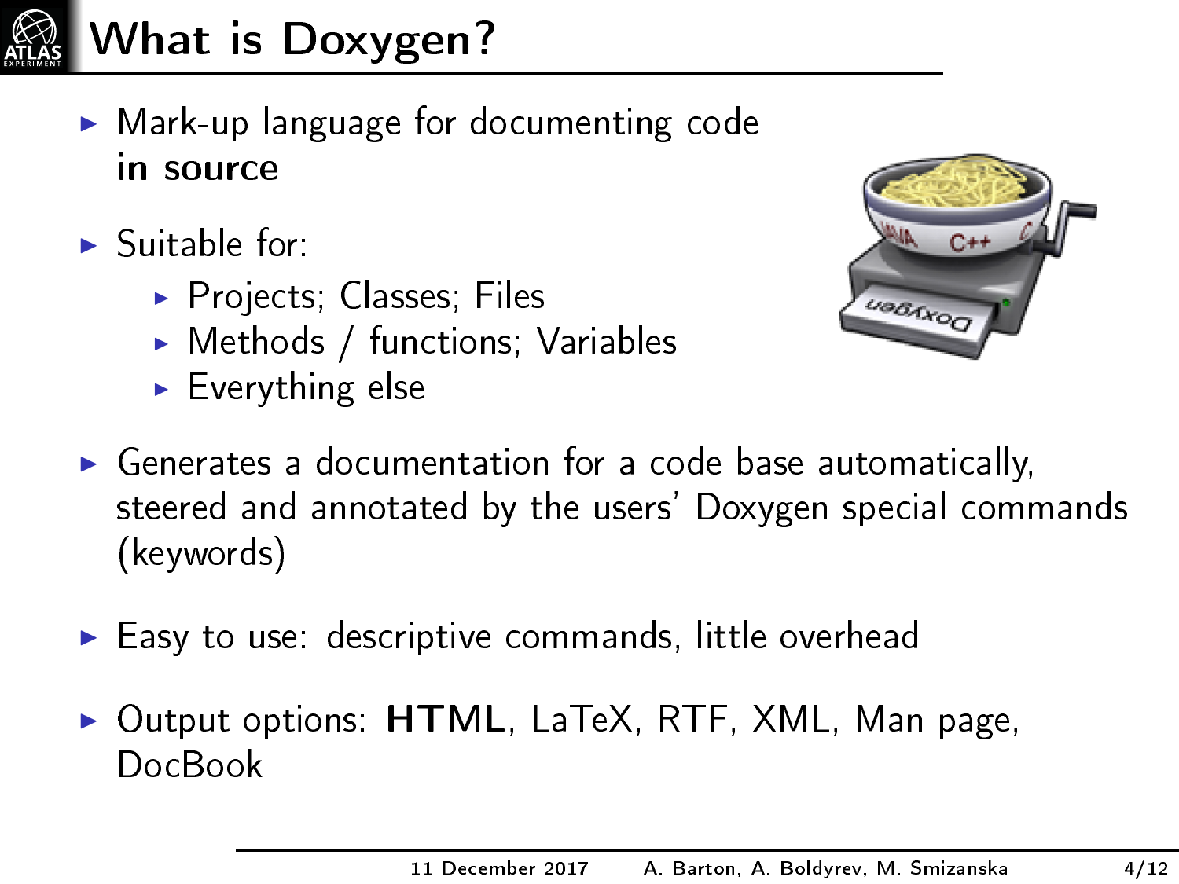# What is Doxygen?

- Mark-up language for documenting code **in source**
- Suitable for:
  - Projects; Classes; Files
  - Methods / functions; Variables
  - Everything else
- Generates a documentation for a code base automatically, steered and annotated by the users' Doxygen special commands (keywords)
- Easy to use: descriptive commands, little overhead
- Output options: **HTML**, LaTeX, RTF, XML, Man page, DocBook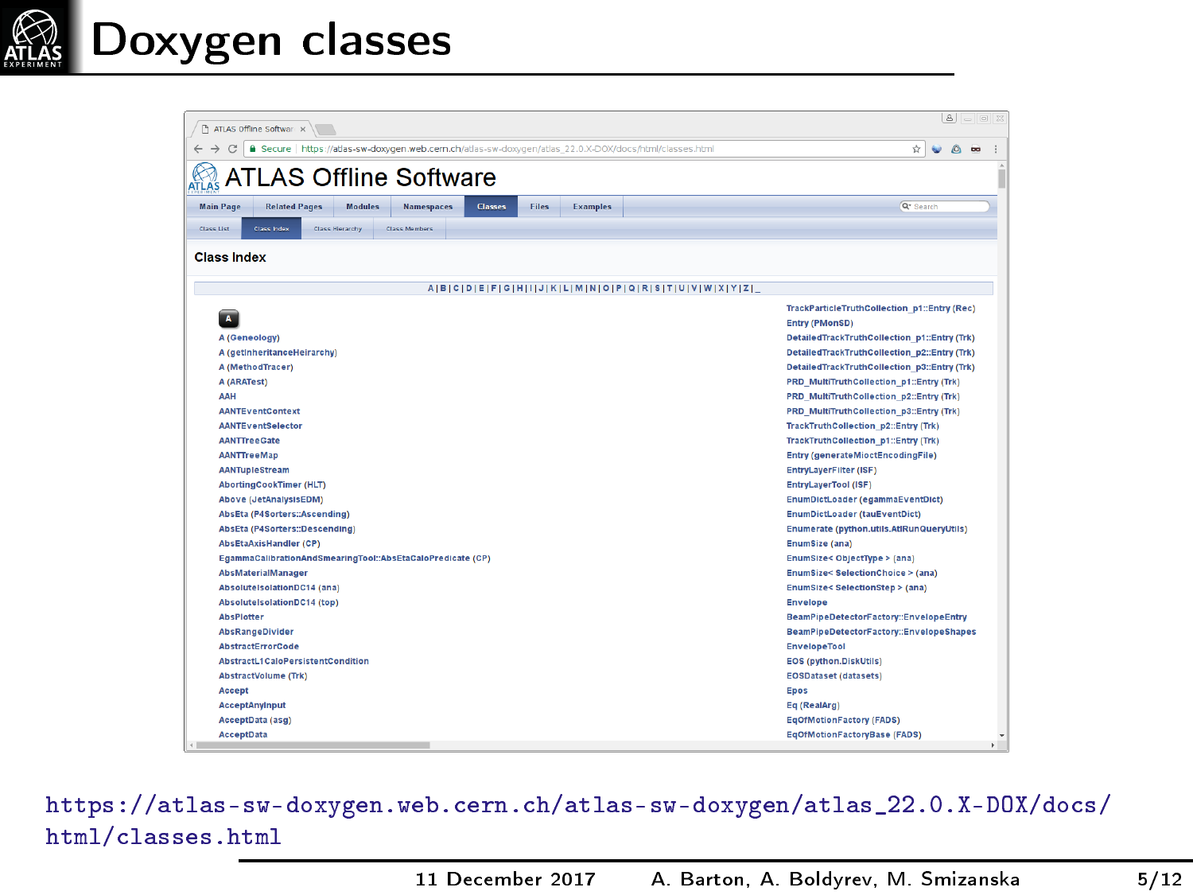# Doxygen classes

## ATLAS Offline Software

Main Page | Related Pages | Modules | Namespaces | Classes | Files | Examples

Class List | Class Index | Class Hierarchy | Class Members

### Class Index

A | B | C | D | E | F | G | H | I | J | K | L | M | N | O | P | Q | R | S | T | U | V | W | X | Y | Z | _

**A**

- A (Geneology)
- A (getInheritanceHeirarchy)
- A (MethodTracer)
- A (ARATest)
- AAH
- AANTEventContext
- AANTEventSelector
- AANTTreeGate
- AANTTreeMap
- AANTupleStream
- AbortingCookTimer (HLT)
- Above (JetAnalysisEDM)
- AbsEta (P4Sorters::Ascending)
- AbsEta (P4Sorters::Descending)
- AbsEtaAxisHandler (CP)
- EgammaCalibrationAndSmearingTool::AbsEtaCaloPredicate (CP)
- AbsMaterialManager
- AbsoluteIsolationDC14 (ana)
- AbsoluteIsolationDC14 (top)
- AbsPlotter
- AbsRangeDivider
- AbstractErrorCode
- AbstractL1CaloPersistentCondition
- AbstractVolume (Trk)
- Accept
- AcceptAnyInput
- AcceptData (asg)
- AcceptData

- TrackParticleTruthCollection_p1::Entry (Rec)
- Entry (PMonSD)
- DetailedTrackTruthCollection_p1::Entry (Trk)
- DetailedTrackTruthCollection_p2::Entry (Trk)
- DetailedTrackTruthCollection_p3::Entry (Trk)
- PRD_MultiTruthCollection_p1::Entry (Trk)
- PRD_MultiTruthCollection_p2::Entry (Trk)
- PRD_MultiTruthCollection_p3::Entry (Trk)
- TrackTruthCollection_p2::Entry (Trk)
- TrackTruthCollection_p1::Entry (Trk)
- Entry (generateMioctEncodingFile)
- EntryLayerFilter (ISF)
- EntryLayerTool (ISF)
- EnumDictLoader (egammaEventDict)
- EnumDictLoader (tauEventDict)
- Enumerate (python.utils.AtlRunQueryUtils)
- EnumSize (ana)
- EnumSize< ObjectType > (ana)
- EnumSize< SelectionChoice > (ana)
- EnumSize< SelectionStep > (ana)
- Envelope
- BeamPipeDetectorFactory::EnvelopeEntry
- BeamPipeDetectorFactory::EnvelopeShapes
- EnvelopeTool
- EOS (python.DiskUtils)
- EOSDataset (datasets)
- Epos
- Eq (RealArg)
- EqOfMotionFactory (FADS)
- EqOfMotionFactoryBase (FADS)

https://atlas-sw-doxygen.web.cern.ch/atlas-sw-doxygen/atlas_22.0.X-DOX/docs/html/classes.html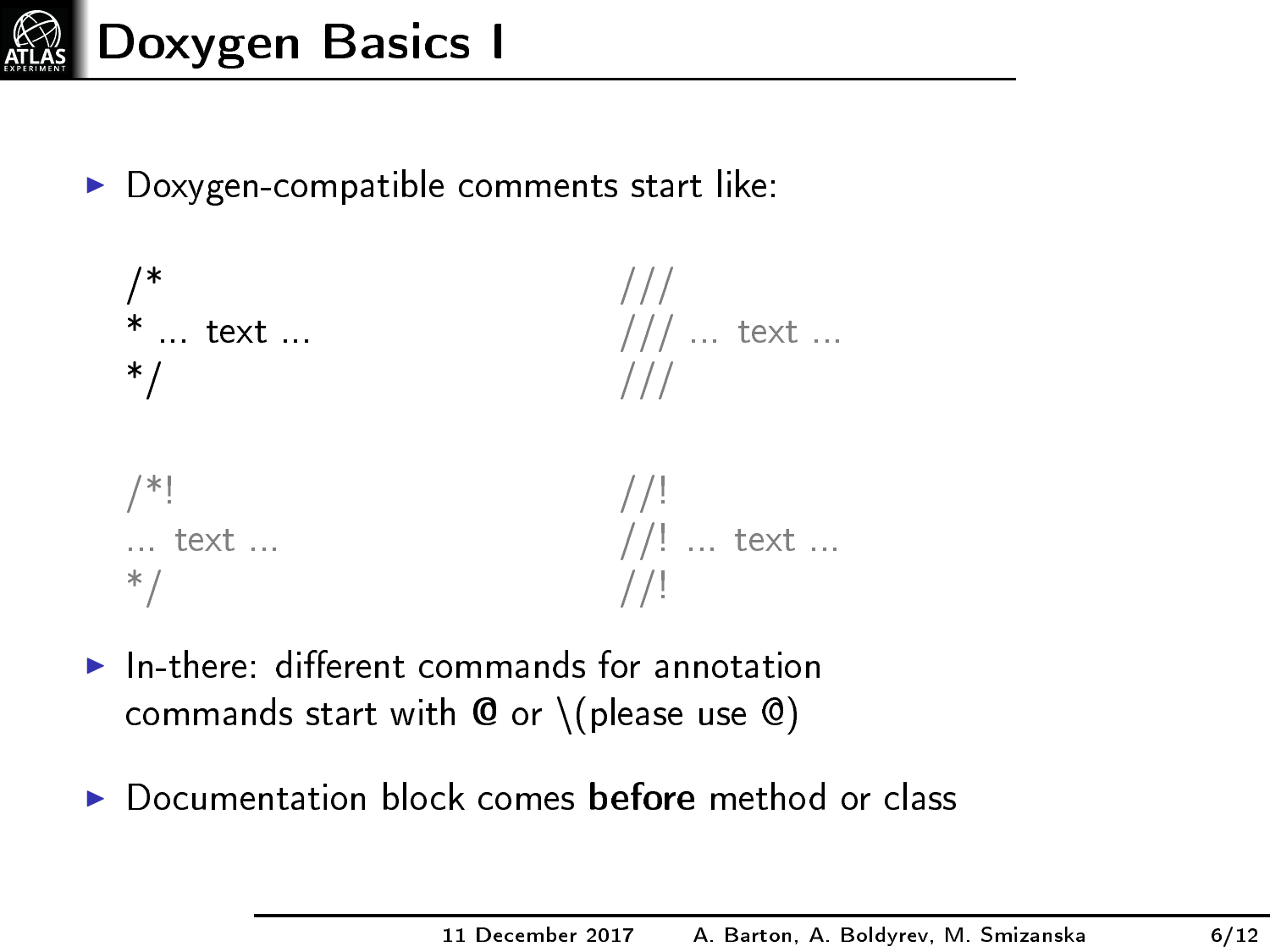# Doxygen Basics I

- Doxygen-compatible comments start like:

```
/*                          ///
* ... text ...              /// ... text ...
*/                          ///


/*!                         //!
... text ...                //! ... text ...
*/                          //!
```

- In-there: different commands for annotation
  commands start with @ or \(please use @)

- Documentation block comes **before** method or class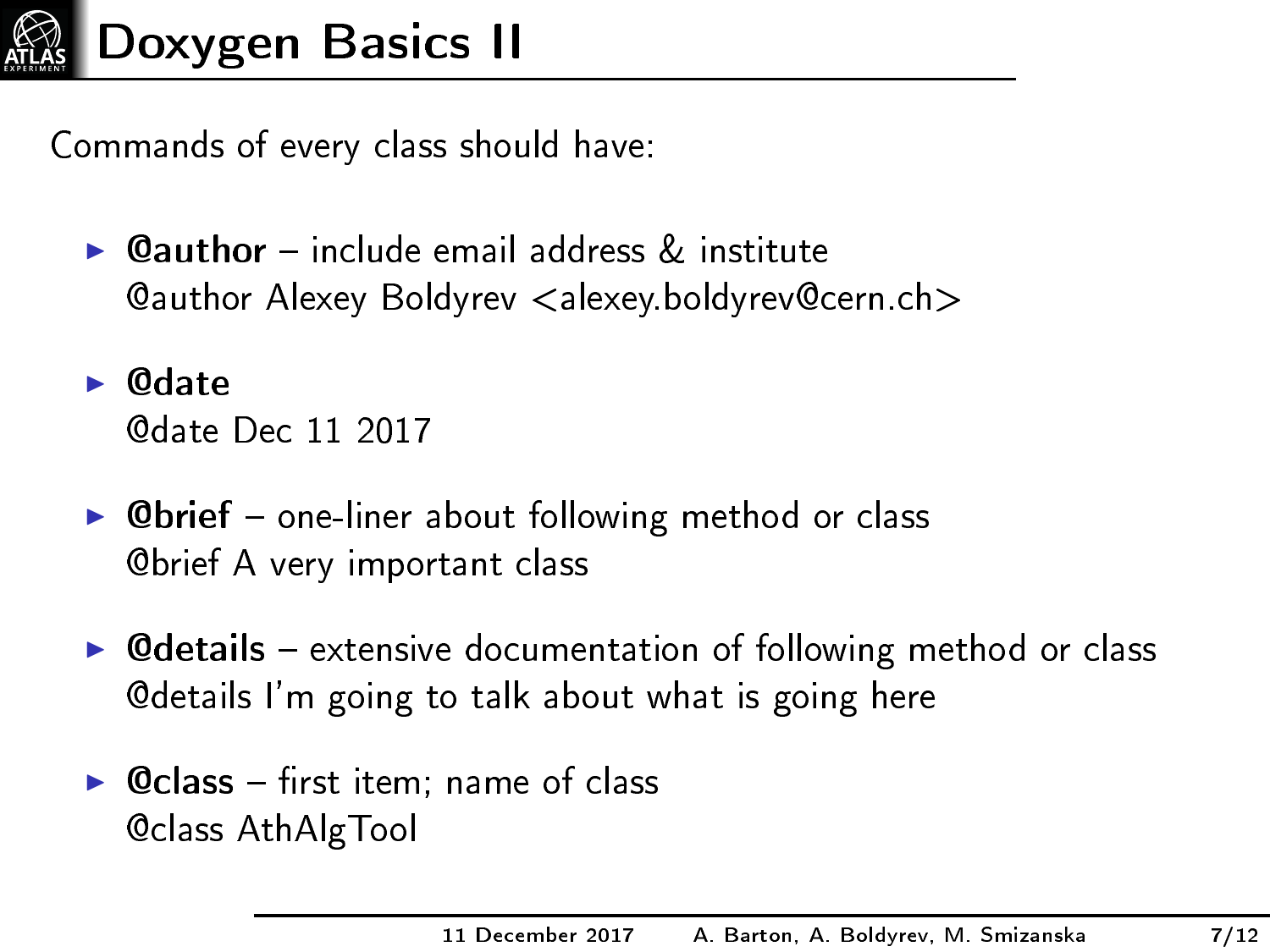# Doxygen Basics II

Commands of every class should have:

- **@author** – include email address & institute
  @author Alexey Boldyrev <alexey.boldyrev@cern.ch>
- **@date**
  @date Dec 11 2017
- **@brief** – one-liner about following method or class
  @brief A very important class
- **@details** – extensive documentation of following method or class
  @details I'm going to talk about what is going here
- **@class** – first item; name of class
  @class AthAlgTool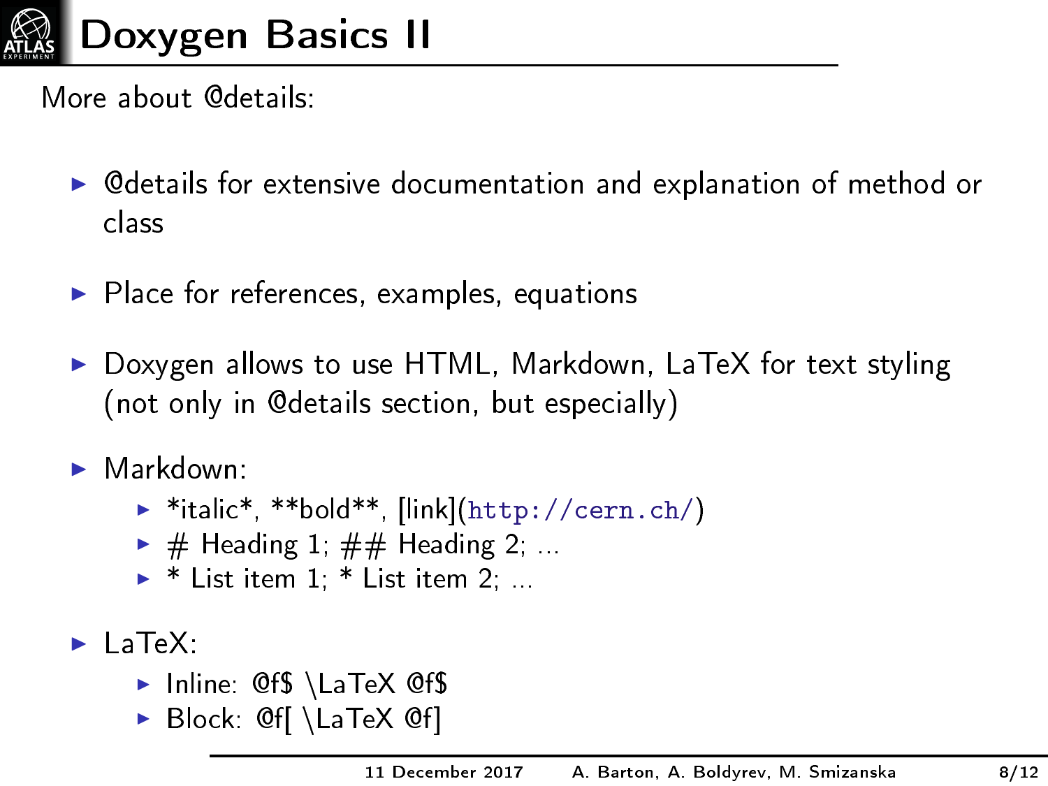# Doxygen Basics II

More about @details:

- @details for extensive documentation and explanation of method or class
- Place for references, examples, equations
- Doxygen allows to use HTML, Markdown, LaTeX for text styling (not only in @details section, but especially)
- Markdown:
  - *italic*, **bold**, [link](http://cern.ch/)
  - # Heading 1; ## Heading 2; ...
  - * List item 1; * List item 2; ...
- LaTeX:
  - Inline: @f$ \LaTeX @f$
  - Block: @f[ \LaTeX @f]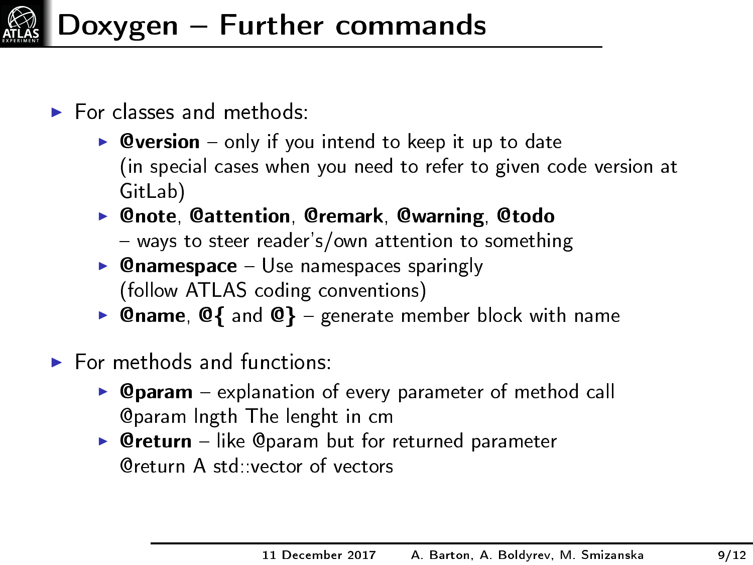# Doxygen – Further commands

- For classes and methods:
  - **@version** – only if you intend to keep it up to date (in special cases when you need to refer to given code version at GitLab)
  - **@note**, **@attention**, **@remark**, **@warning**, **@todo** – ways to steer reader's/own attention to something
  - **@namespace** – Use namespaces sparingly (follow ATLAS coding conventions)
  - **@name**, **@{** and **@}** – generate member block with name
- For methods and functions:
  - **@param** – explanation of every parameter of method call
    @param lngth The lenght in cm
  - **@return** – like @param but for returned parameter
    @return A std::vector of vectors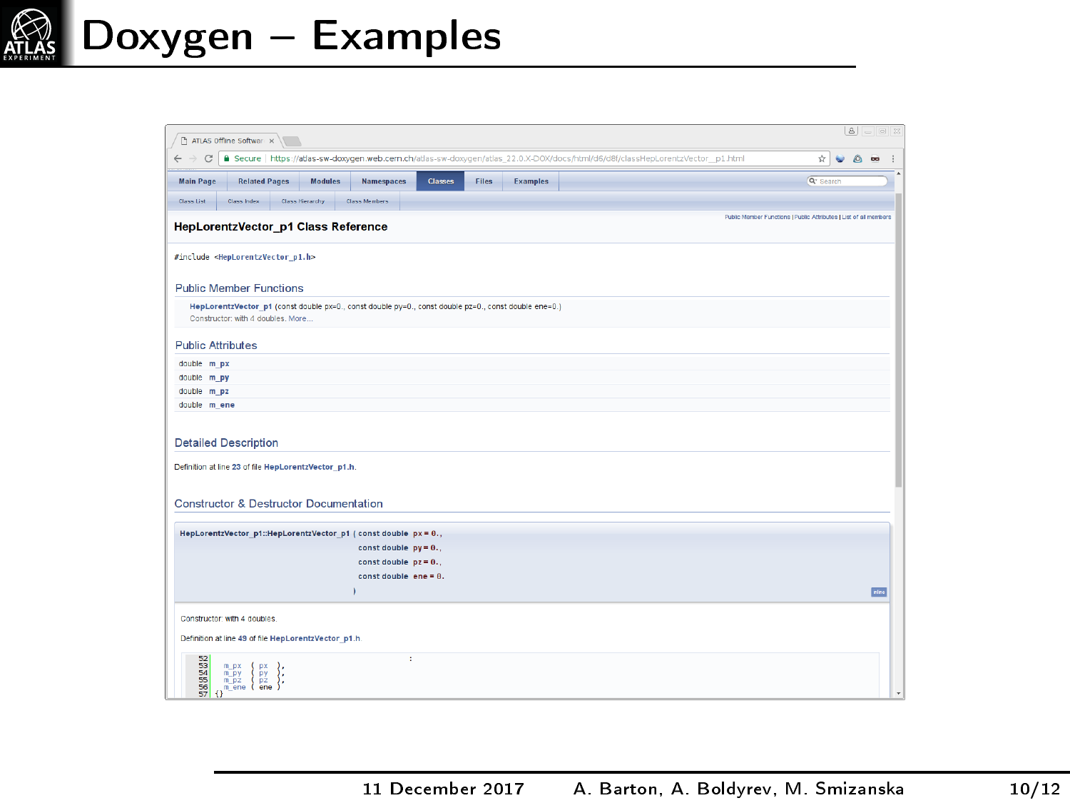# Doxygen – Examples

ATLAS Offline Softwar

https://atlas-sw-doxygen.web.cern.ch/atlas-sw-doxygen/atlas_22.0.X-DOX/docs/html/d6/d8f/classHepLorentzVector__p1.html

Main Page | Related Pages | Modules | Namespaces | Classes | Files | Examples

Class List | Class Index | Class Hierarchy | Class Members

Public Member Functions | Public Attributes | List of all members

## HepLorentzVector_p1 Class Reference

```
#include <HepLorentzVector_p1.h>
```

### Public Member Functions

**HepLorentzVector_p1** (const double px=0., const double py=0., const double pz=0., const double ene=0.)
Constructor: with 4 doubles. More...

### Public Attributes

double **m_px**
double **m_py**
double **m_pz**
double **m_ene**

### Detailed Description

Definition at line 23 of file **HepLorentzVector_p1.h**.

### Constructor & Destructor Documentation

```
HepLorentzVector_p1::HepLorentzVector_p1 ( const double px = 0.,
                                           const double py = 0.,
                                           const double pz = 0.,
                                           const double ene = 0.
                                         )
```

Constructor: with 4 doubles.

Definition at line 49 of file HepLorentzVector_p1.h.

```
52                                          :
53     m_px  ( px  ),
54     m_py  ( py  ),
55     m_pz  ( pz  ),
56     m_ene ( ene )
57 {}
```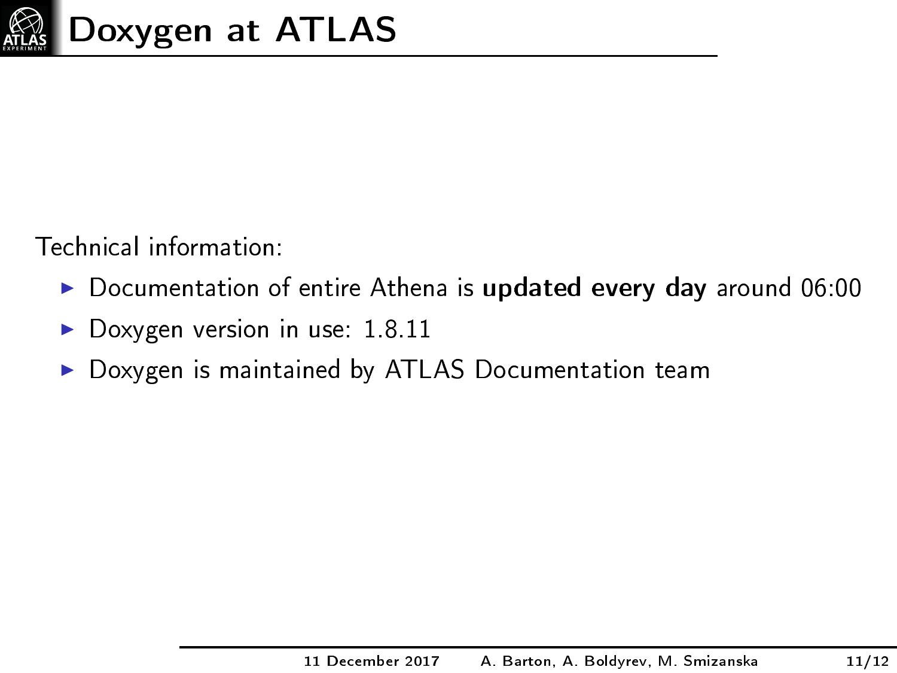# Doxygen at ATLAS

Technical information:

- Documentation of entire Athena is **updated every day** around 06:00
- Doxygen version in use: 1.8.11
- Doxygen is maintained by ATLAS Documentation team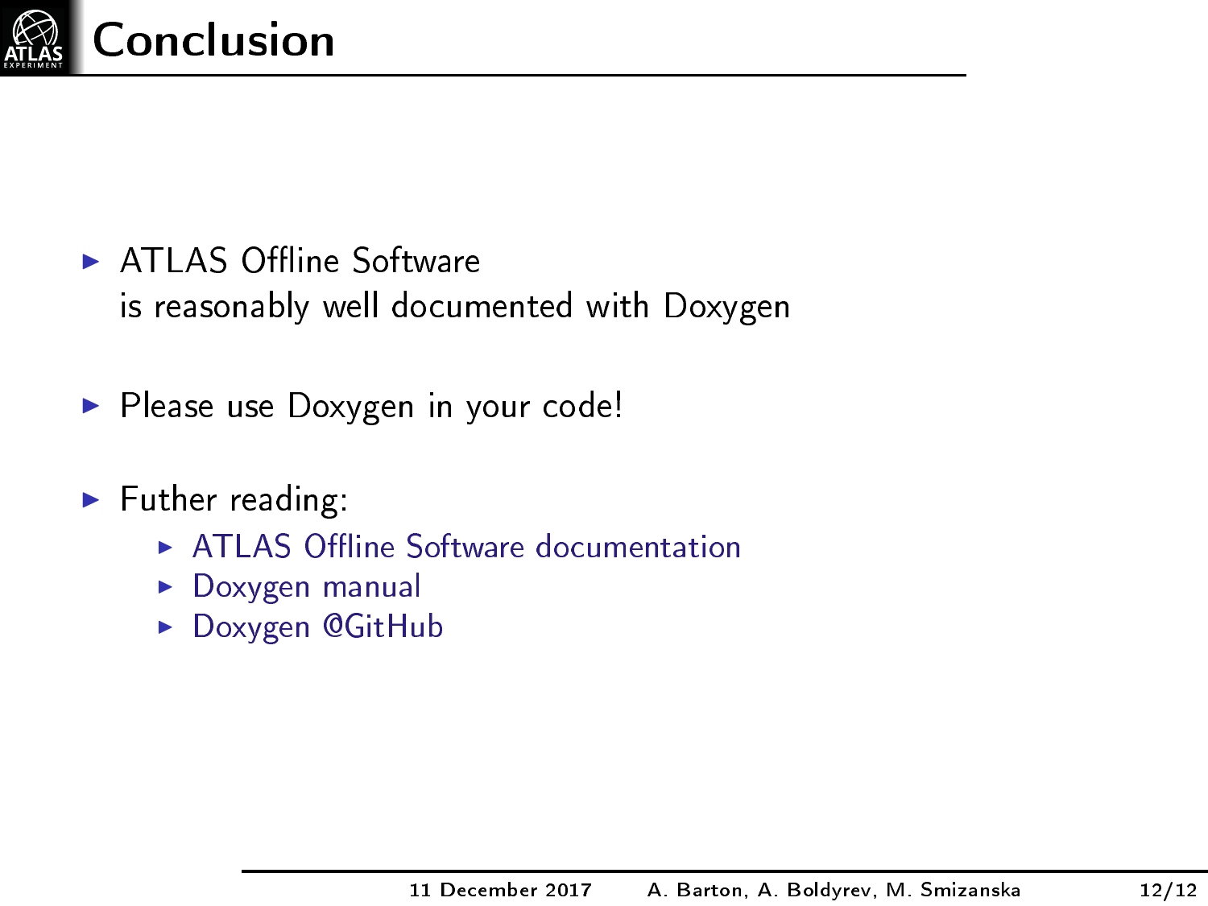# Conclusion

- ATLAS Offline Software
  is reasonably well documented with Doxygen
- Please use Doxygen in your code!
- Futher reading:
  - ATLAS Offline Software documentation
  - Doxygen manual
  - Doxygen @GitHub